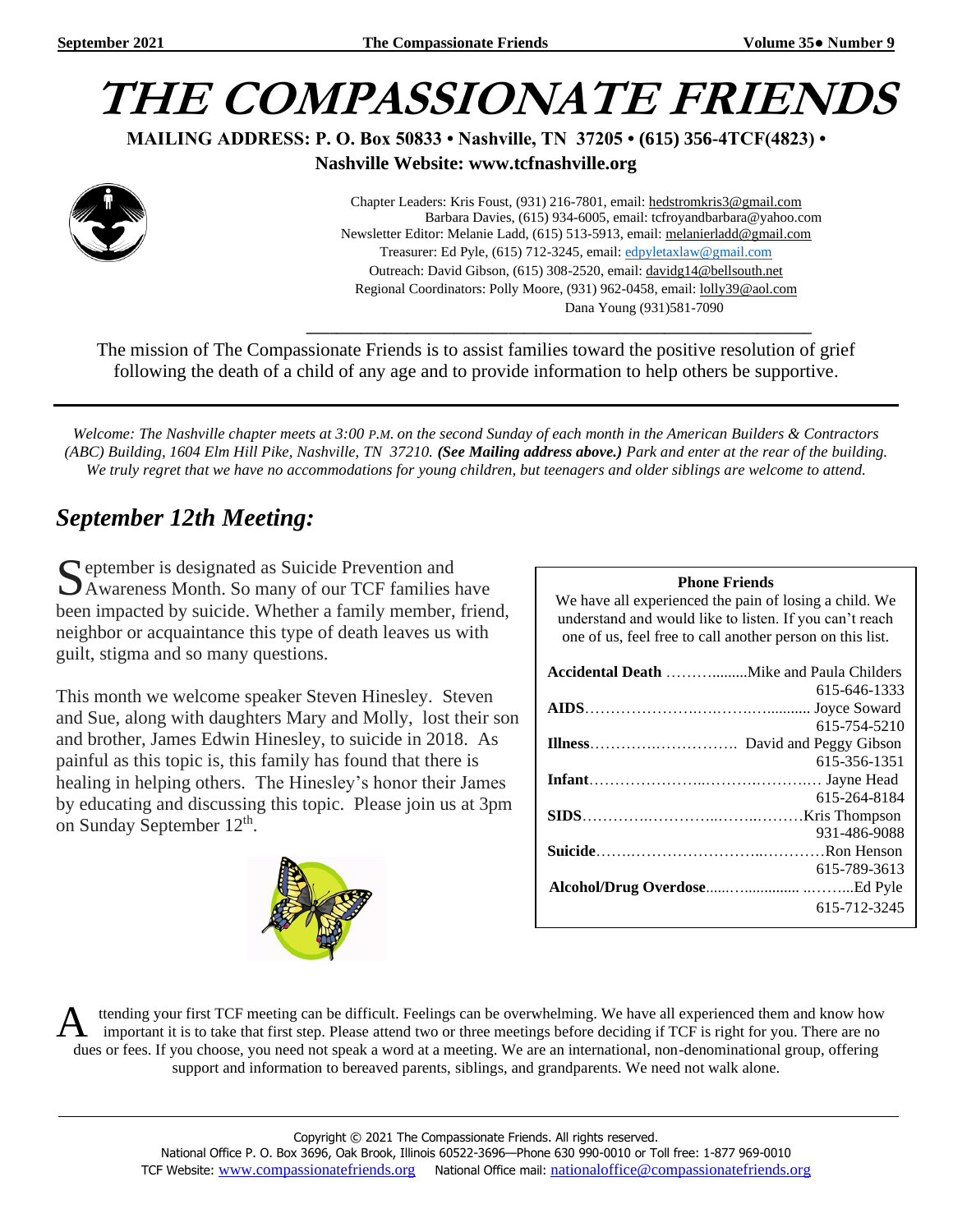# THE COMPASSIONATE FRIENDS

**MAILING ADDRESS: P. O. Box 50833 • Nashville, TN 37205 • (615) 356-4TCF(4823) •**
**Nashville Website: www.tcfnashville.org**

Chapter Leaders: Kris Foust, (931) 216-7801, email: hedstromkris3@gmail.com
Barbara Davies, (615) 934-6005, email: tcfroyandbarbara@yahoo.com
Newsletter Editor: Melanie Ladd, (615) 513-5913, email: melanierladd@gmail.com
Treasurer: Ed Pyle, (615) 712-3245, email: edpyletaxlaw@gmail.com
Outreach: David Gibson, (615) 308-2520, email: davidg14@bellsouth.net
Regional Coordinators: Polly Moore, (931) 962-0458, email: lolly39@aol.com
Dana Young (931)581-7090

The mission of The Compassionate Friends is to assist families toward the positive resolution of grief following the death of a child of any age and to provide information to help others be supportive.

*Welcome: The Nashville chapter meets at 3:00 P.M. on the second Sunday of each month in the American Builders & Contractors (ABC) Building, 1604 Elm Hill Pike, Nashville, TN 37210.* ***(See Mailing address above.)*** *Park and enter at the rear of the building. We truly regret that we have no accommodations for young children, but teenagers and older siblings are welcome to attend.*

## *September 12th Meeting:*

September is designated as Suicide Prevention and Awareness Month. So many of our TCF families have been impacted by suicide. Whether a family member, friend, neighbor or acquaintance this type of death leaves us with guilt, stigma and so many questions.

This month we welcome speaker Steven Hinesley. Steven and Sue, along with daughters Mary and Molly, lost their son and brother, James Edwin Hinesley, to suicide in 2018. As painful as this topic is, this family has found that there is healing in helping others. The Hinesley's honor their James by educating and discussing this topic. Please join us at 3pm on Sunday September 12th.

**Phone Friends**

We have all experienced the pain of losing a child. We understand and would like to listen. If you can't reach one of us, feel free to call another person on this list.

| | |
|---|---|
| **Accidental Death** | Mike and Paula Childers 615-646-1333 |
| **AIDS** | Joyce Soward 615-754-5210 |
| **Illness** | David and Peggy Gibson 615-356-1351 |
| **Infant** | Jayne Head 615-264-8184 |
| **SIDS** | Kris Thompson 931-486-9088 |
| **Suicide** | Ron Henson 615-789-3613 |
| **Alcohol/Drug Overdose** | Ed Pyle 615-712-3245 |

Attending your first TCF meeting can be difficult. Feelings can be overwhelming. We have all experienced them and know how important it is to take that first step. Please attend two or three meetings before deciding if TCF is right for you. There are no dues or fees. If you choose, you need not speak a word at a meeting. We are an international, non-denominational group, offering support and information to bereaved parents, siblings, and grandparents. We need not walk alone.

Copyright © 2021 The Compassionate Friends. All rights reserved.
National Office P. O. Box 3696, Oak Brook, Illinois 60522-3696—Phone 630 990-0010 or Toll free: 1-877 969-0010
TCF Website: www.compassionatefriends.org National Office mail: nationaloffice@compassionatefriends.org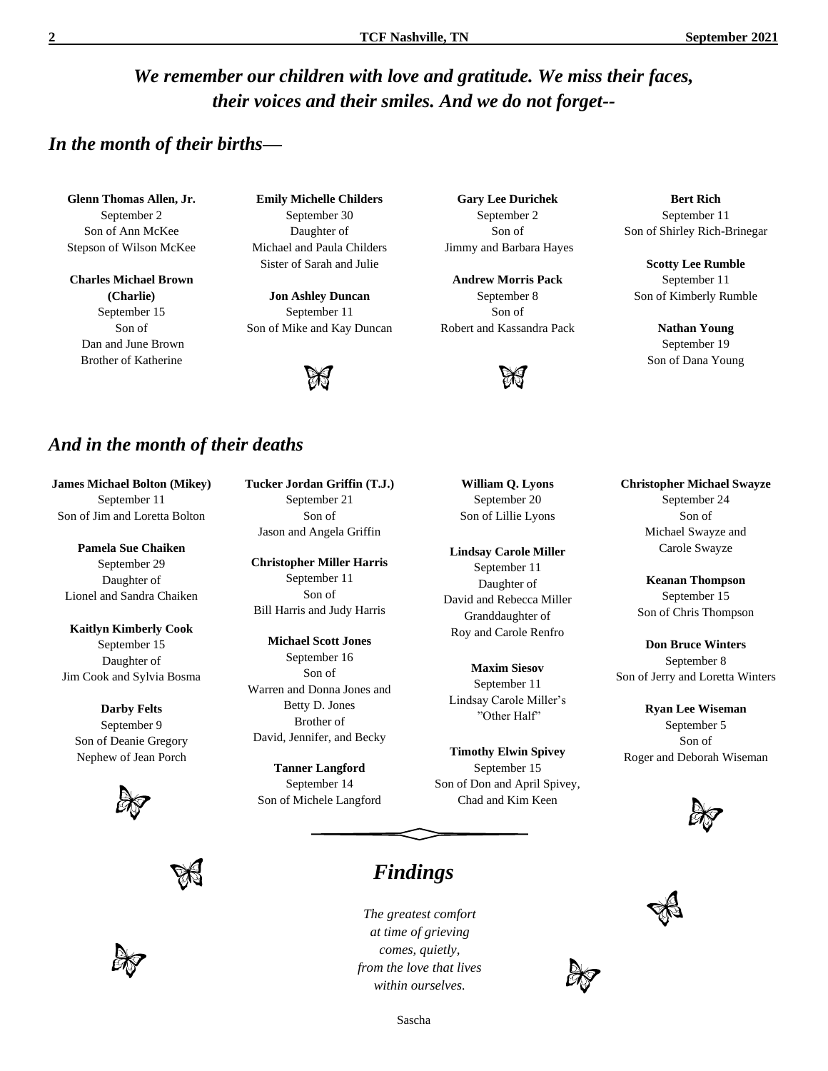***We remember our children with love and gratitude. We miss their faces, their voices and their smiles. And we do not forget--***

## *In the month of their births—*

**Glenn Thomas Allen, Jr.**
September 2
Son of Ann McKee
Stepson of Wilson McKee

**Charles Michael Brown (Charlie)**
September 15
Son of
Dan and June Brown
Brother of Katherine

**Emily Michelle Childers**
September 30
Daughter of
Michael and Paula Childers
Sister of Sarah and Julie

**Jon Ashley Duncan**
September 11
Son of Mike and Kay Duncan

**Gary Lee Durichek**
September 2
Son of
Jimmy and Barbara Hayes

**Andrew Morris Pack**
September 8
Son of
Robert and Kassandra Pack

**Bert Rich**
September 11
Son of Shirley Rich-Brinegar

**Scotty Lee Rumble**
September 11
Son of Kimberly Rumble

**Nathan Young**
September 19
Son of Dana Young

## *And in the month of their deaths*

**James Michael Bolton (Mikey)**
September 11
Son of Jim and Loretta Bolton

**Pamela Sue Chaiken**
September 29
Daughter of
Lionel and Sandra Chaiken

**Kaitlyn Kimberly Cook**
September 15
Daughter of
Jim Cook and Sylvia Bosma

**Darby Felts**
September 9
Son of Deanie Gregory
Nephew of Jean Porch

**Tucker Jordan Griffin (T.J.)**
September 21
Son of
Jason and Angela Griffin

**Christopher Miller Harris**
September 11
Son of
Bill Harris and Judy Harris

**Michael Scott Jones**
September 16
Son of
Warren and Donna Jones and
Betty D. Jones
Brother of
David, Jennifer, and Becky

**Tanner Langford**
September 14
Son of Michele Langford

**William Q. Lyons**
September 20
Son of Lillie Lyons

**Lindsay Carole Miller**
September 11
Daughter of
David and Rebecca Miller
Granddaughter of
Roy and Carole Renfro

**Maxim Siesov**
September 11
Lindsay Carole Miller's
"Other Half"

**Timothy Elwin Spivey**
September 15
Son of Don and April Spivey,
Chad and Kim Keen

**Christopher Michael Swayze**
September 24
Son of
Michael Swayze and
Carole Swayze

**Keanan Thompson**
September 15
Son of Chris Thompson

**Don Bruce Winters**
September 8
Son of Jerry and Loretta Winters

**Ryan Lee Wiseman**
September 5
Son of
Roger and Deborah Wiseman

## *Findings*

*The greatest comfort*
*at time of grieving*
*comes, quietly,*
*from the love that lives*
*within ourselves.*

Sascha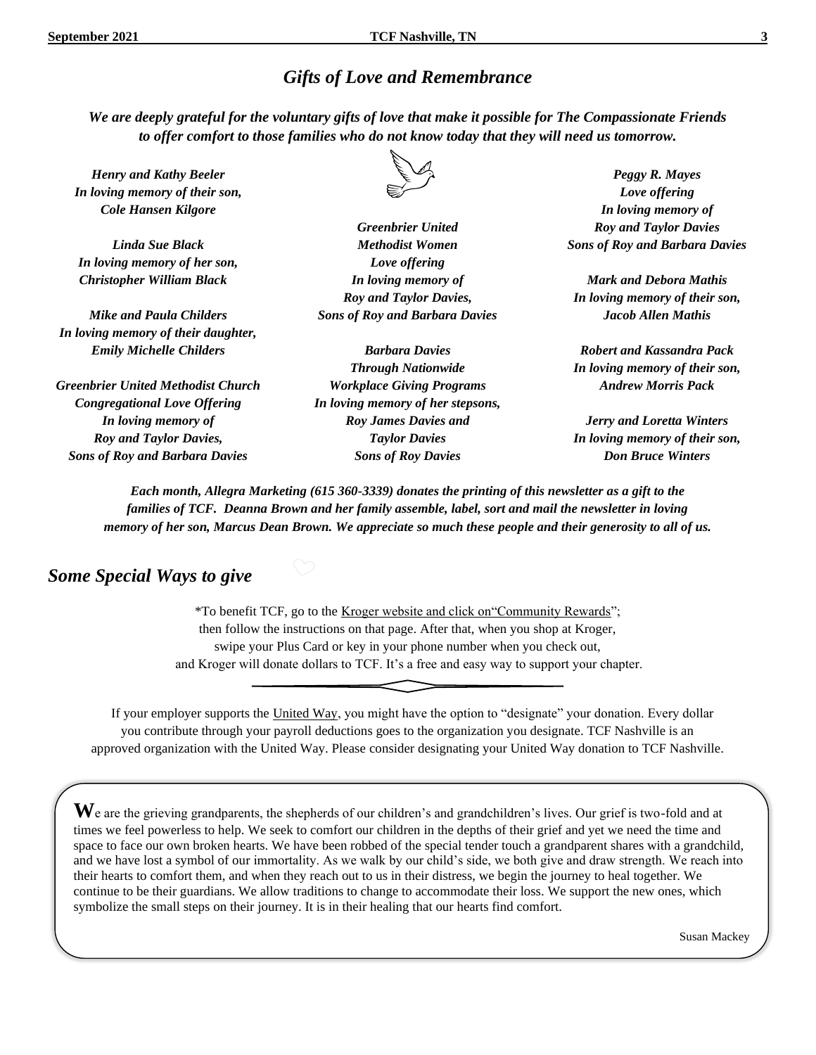## *Gifts of Love and Remembrance*

***We are deeply grateful for the voluntary gifts of love that make it possible for The Compassionate Friends to offer comfort to those families who do not know today that they will need us tomorrow.***

***Henry and Kathy Beeler***
***In loving memory of their son,***
***Cole Hansen Kilgore***

***Linda Sue Black***
***In loving memory of her son,***
***Christopher William Black***

***Mike and Paula Childers***
***In loving memory of their daughter,***
***Emily Michelle Childers***

***Greenbrier United Methodist Church***
***Congregational Love Offering***
***In loving memory of***
***Roy and Taylor Davies,***
***Sons of Roy and Barbara Davies***

***Greenbrier United***
***Methodist Women***
***Love offering***
***In loving memory of***
***Roy and Taylor Davies,***
***Sons of Roy and Barbara Davies***

***Barbara Davies***
***Through Nationwide***
***Workplace Giving Programs***
***In loving memory of her stepsons,***
***Roy James Davies and***
***Taylor Davies***
***Sons of Roy Davies***

***Peggy R. Mayes***
***Love offering***
***In loving memory of***
***Roy and Taylor Davies***
***Sons of Roy and Barbara Davies***

***Mark and Debora Mathis***
***In loving memory of their son,***
***Jacob Allen Mathis***

***Robert and Kassandra Pack***
***In loving memory of their son,***
***Andrew Morris Pack***

***Jerry and Loretta Winters***
***In loving memory of their son,***
***Don Bruce Winters***

***Each month, Allegra Marketing (615 360-3339) donates the printing of this newsletter as a gift to the families of TCF. Deanna Brown and her family assemble, label, sort and mail the newsletter in loving memory of her son, Marcus Dean Brown. We appreciate so much these people and their generosity to all of us.***

## *Some Special Ways to give*

*To benefit TCF, go to the Kroger website and click on"Community Rewards"; then follow the instructions on that page. After that, when you shop at Kroger, swipe your Plus Card or key in your phone number when you check out, and Kroger will donate dollars to TCF. It's a free and easy way to support your chapter.

If your employer supports the United Way, you might have the option to "designate" your donation. Every dollar you contribute through your payroll deductions goes to the organization you designate. TCF Nashville is an approved organization with the United Way. Please consider designating your United Way donation to TCF Nashville.

**W**e are the grieving grandparents, the shepherds of our children's and grandchildren's lives. Our grief is two-fold and at times we feel powerless to help. We seek to comfort our children in the depths of their grief and yet we need the time and space to face our own broken hearts. We have been robbed of the special tender touch a grandparent shares with a grandchild, and we have lost a symbol of our immortality. As we walk by our child's side, we both give and draw strength. We reach into their hearts to comfort them, and when they reach out to us in their distress, we begin the journey to heal together. We continue to be their guardians. We allow traditions to change to accommodate their loss. We support the new ones, which symbolize the small steps on their journey. It is in their healing that our hearts find comfort.

Susan Mackey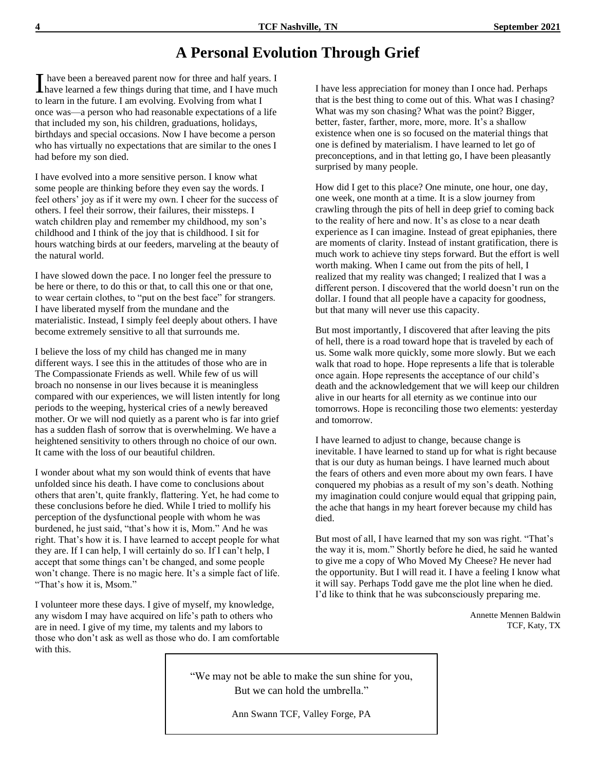# A Personal Evolution Through Grief

I have been a bereaved parent now for three and half years. I have learned a few things during that time, and I have much to learn in the future. I am evolving. Evolving from what I once was—a person who had reasonable expectations of a life that included my son, his children, graduations, holidays, birthdays and special occasions. Now I have become a person who has virtually no expectations that are similar to the ones I had before my son died.

I have evolved into a more sensitive person. I know what some people are thinking before they even say the words. I feel others' joy as if it were my own. I cheer for the success of others. I feel their sorrow, their failures, their missteps. I watch children play and remember my childhood, my son's childhood and I think of the joy that is childhood. I sit for hours watching birds at our feeders, marveling at the beauty of the natural world.

I have slowed down the pace. I no longer feel the pressure to be here or there, to do this or that, to call this one or that one, to wear certain clothes, to "put on the best face" for strangers. I have liberated myself from the mundane and the materialistic. Instead, I simply feel deeply about others. I have become extremely sensitive to all that surrounds me.

I believe the loss of my child has changed me in many different ways. I see this in the attitudes of those who are in The Compassionate Friends as well. While few of us will broach no nonsense in our lives because it is meaningless compared with our experiences, we will listen intently for long periods to the weeping, hysterical cries of a newly bereaved mother. Or we will nod quietly as a parent who is far into grief has a sudden flash of sorrow that is overwhelming. We have a heightened sensitivity to others through no choice of our own. It came with the loss of our beautiful children.

I wonder about what my son would think of events that have unfolded since his death. I have come to conclusions about others that aren't, quite frankly, flattering. Yet, he had come to these conclusions before he died. While I tried to mollify his perception of the dysfunctional people with whom he was burdened, he just said, "that's how it is, Mom." And he was right. That's how it is. I have learned to accept people for what they are. If I can help, I will certainly do so. If I can't help, I accept that some things can't be changed, and some people won't change. There is no magic here. It's a simple fact of life. "That's how it is, Msom."

I volunteer more these days. I give of myself, my knowledge, any wisdom I may have acquired on life's path to others who are in need. I give of my time, my talents and my labors to those who don't ask as well as those who do. I am comfortable with this.

I have less appreciation for money than I once had. Perhaps that is the best thing to come out of this. What was I chasing? What was my son chasing? What was the point? Bigger, better, faster, farther, more, more, more. It's a shallow existence when one is so focused on the material things that one is defined by materialism. I have learned to let go of preconceptions, and in that letting go, I have been pleasantly surprised by many people.

How did I get to this place? One minute, one hour, one day, one week, one month at a time. It is a slow journey from crawling through the pits of hell in deep grief to coming back to the reality of here and now. It's as close to a near death experience as I can imagine. Instead of great epiphanies, there are moments of clarity. Instead of instant gratification, there is much work to achieve tiny steps forward. But the effort is well worth making. When I came out from the pits of hell, I realized that my reality was changed; I realized that I was a different person. I discovered that the world doesn't run on the dollar. I found that all people have a capacity for goodness, but that many will never use this capacity.

But most importantly, I discovered that after leaving the pits of hell, there is a road toward hope that is traveled by each of us. Some walk more quickly, some more slowly. But we each walk that road to hope. Hope represents a life that is tolerable once again. Hope represents the acceptance of our child's death and the acknowledgement that we will keep our children alive in our hearts for all eternity as we continue into our tomorrows. Hope is reconciling those two elements: yesterday and tomorrow.

I have learned to adjust to change, because change is inevitable. I have learned to stand up for what is right because that is our duty as human beings. I have learned much about the fears of others and even more about my own fears. I have conquered my phobias as a result of my son's death. Nothing my imagination could conjure would equal that gripping pain, the ache that hangs in my heart forever because my child has died.

But most of all, I have learned that my son was right. "That's the way it is, mom." Shortly before he died, he said he wanted to give me a copy of Who Moved My Cheese? He never had the opportunity. But I will read it. I have a feeling I know what it will say. Perhaps Todd gave me the plot line when he died. I'd like to think that he was subconsciously preparing me.

Annette Mennen Baldwin
TCF, Katy, TX

"We may not be able to make the sun shine for you,
But we can hold the umbrella."

Ann Swann TCF, Valley Forge, PA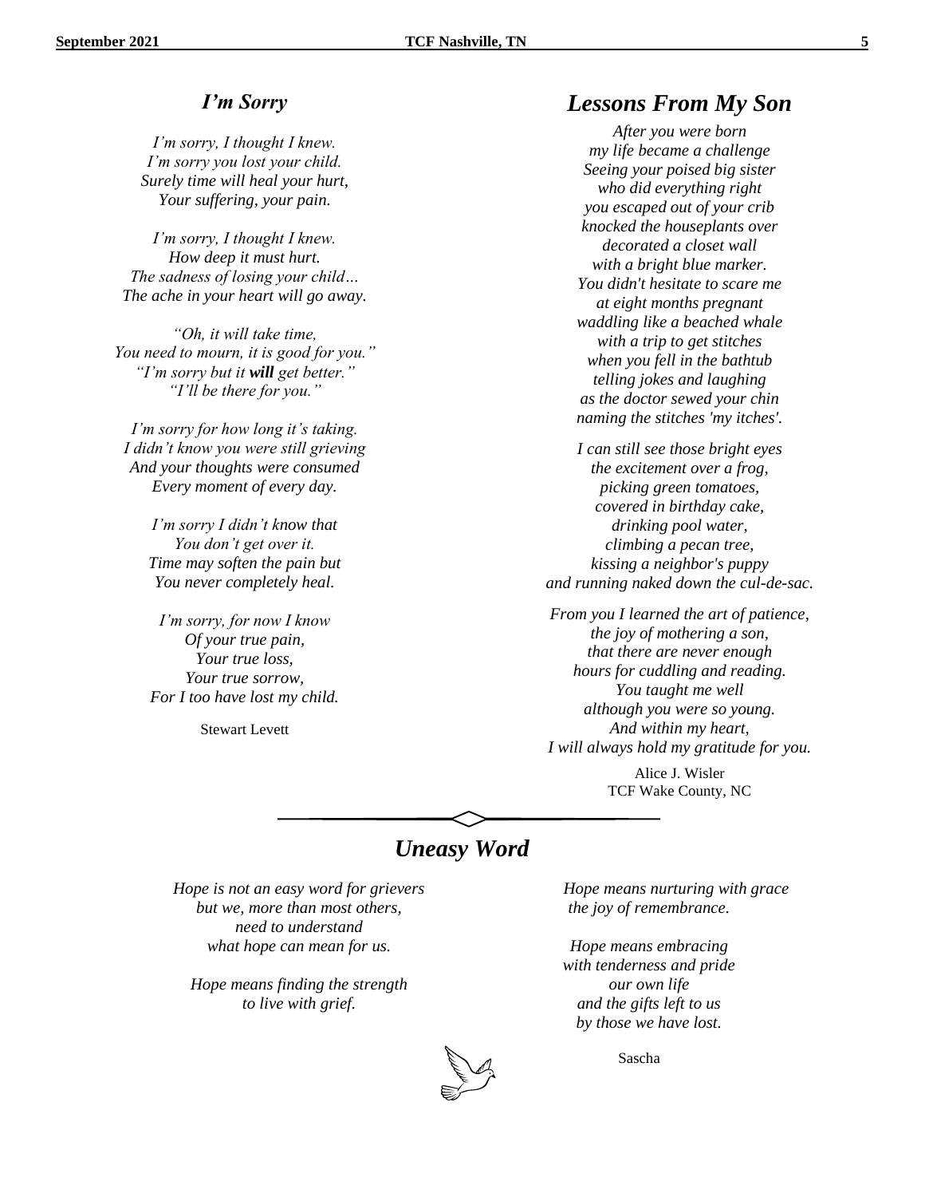## *I'm Sorry*

*I'm sorry, I thought I knew.*
*I'm sorry you lost your child.*
*Surely time will heal your hurt,*
*Your suffering, your pain.*

*I'm sorry, I thought I knew.*
*How deep it must hurt.*
*The sadness of losing your child…*
*The ache in your heart will go away.*

*"Oh, it will take time,*
*You need to mourn, it is good for you."*
*"I'm sorry but it **will** get better."*
*"I'll be there for you."*

*I'm sorry for how long it's taking.*
*I didn't know you were still grieving*
*And your thoughts were consumed*
*Every moment of every day.*

*I'm sorry I didn't know that*
*You don't get over it.*
*Time may soften the pain but*
*You never completely heal.*

*I'm sorry, for now I know*
*Of your true pain,*
*Your true loss,*
*Your true sorrow,*
*For I too have lost my child.*

Stewart Levett

## *Lessons From My Son*

*After you were born*
*my life became a challenge*
*Seeing your poised big sister*
*who did everything right*
*you escaped out of your crib*
*knocked the houseplants over*
*decorated a closet wall*
*with a bright blue marker.*
*You didn't hesitate to scare me*
*at eight months pregnant*
*waddling like a beached whale*
*with a trip to get stitches*
*when you fell in the bathtub*
*telling jokes and laughing*
*as the doctor sewed your chin*
*naming the stitches 'my itches'.*

*I can still see those bright eyes*
*the excitement over a frog,*
*picking green tomatoes,*
*covered in birthday cake,*
*drinking pool water,*
*climbing a pecan tree,*
*kissing a neighbor's puppy*
*and running naked down the cul-de-sac.*

*From you I learned the art of patience,*
*the joy of mothering a son,*
*that there are never enough*
*hours for cuddling and reading.*
*You taught me well*
*although you were so young.*
*And within my heart,*
*I will always hold my gratitude for you.*

Alice J. Wisler
TCF Wake County, NC

## *Uneasy Word*

*Hope is not an easy word for grievers*
*but we, more than most others,*
*need to understand*
*what hope can mean for us.*

*Hope means finding the strength*
*to live with grief.*

*Hope means nurturing with grace*
*the joy of remembrance.*

*Hope means embracing*
*with tenderness and pride*
*our own life*
*and the gifts left to us*
*by those we have lost.*

Sascha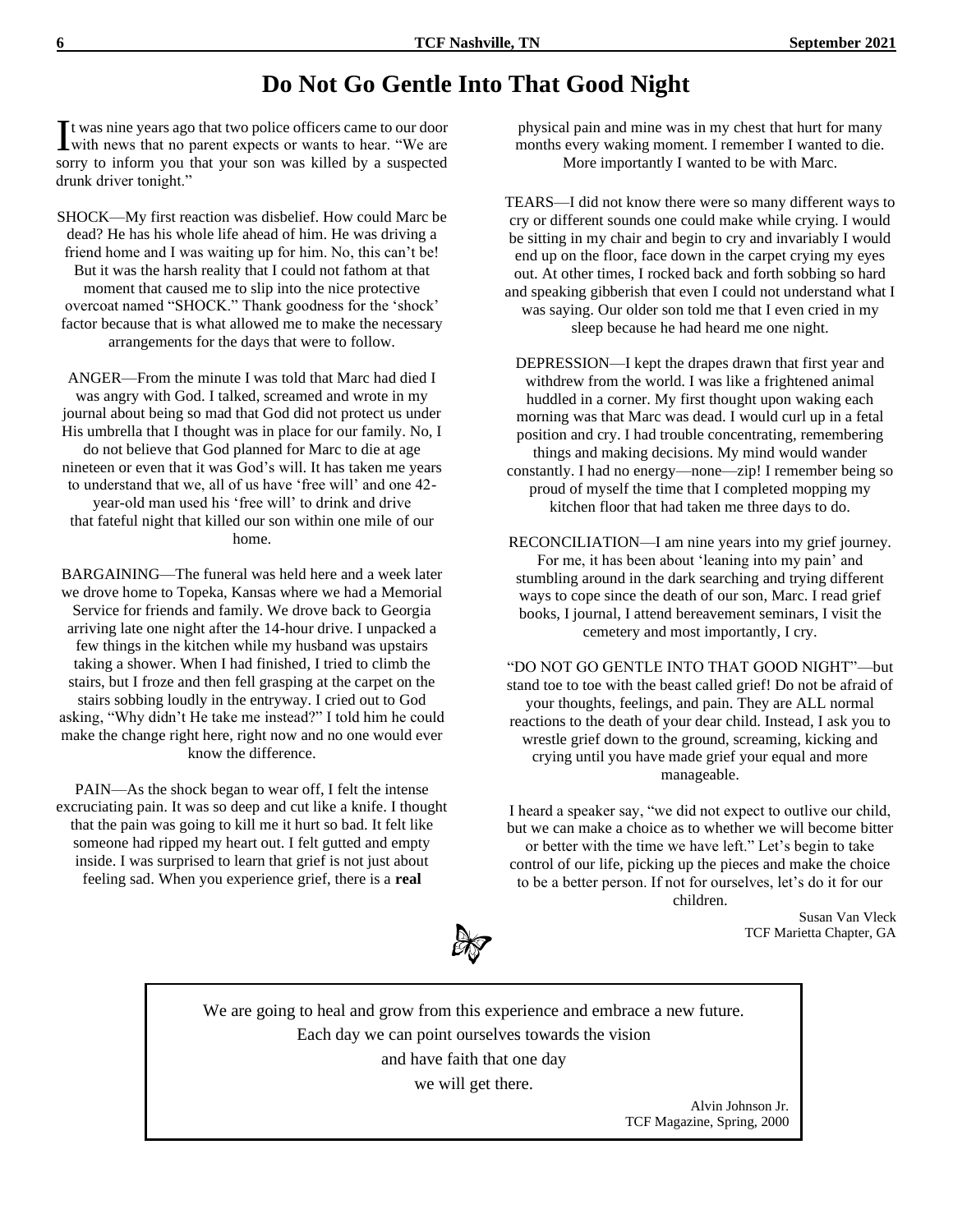# Do Not Go Gentle Into That Good Night

It was nine years ago that two police officers came to our door with news that no parent expects or wants to hear. "We are sorry to inform you that your son was killed by a suspected drunk driver tonight."

SHOCK—My first reaction was disbelief. How could Marc be dead? He has his whole life ahead of him. He was driving a friend home and I was waiting up for him. No, this can't be! But it was the harsh reality that I could not fathom at that moment that caused me to slip into the nice protective overcoat named "SHOCK." Thank goodness for the 'shock' factor because that is what allowed me to make the necessary arrangements for the days that were to follow.

ANGER—From the minute I was told that Marc had died I was angry with God. I talked, screamed and wrote in my journal about being so mad that God did not protect us under His umbrella that I thought was in place for our family. No, I do not believe that God planned for Marc to die at age nineteen or even that it was God's will. It has taken me years to understand that we, all of us have 'free will' and one 42-year-old man used his 'free will' to drink and drive that fateful night that killed our son within one mile of our home.

BARGAINING—The funeral was held here and a week later we drove home to Topeka, Kansas where we had a Memorial Service for friends and family. We drove back to Georgia arriving late one night after the 14-hour drive. I unpacked a few things in the kitchen while my husband was upstairs taking a shower. When I had finished, I tried to climb the stairs, but I froze and then fell grasping at the carpet on the stairs sobbing loudly in the entryway. I cried out to God asking, "Why didn't He take me instead?" I told him he could make the change right here, right now and no one would ever know the difference.

PAIN—As the shock began to wear off, I felt the intense excruciating pain. It was so deep and cut like a knife. I thought that the pain was going to kill me it hurt so bad. It felt like someone had ripped my heart out. I felt gutted and empty inside. I was surprised to learn that grief is not just about feeling sad. When you experience grief, there is a **real** physical pain and mine was in my chest that hurt for many months every waking moment. I remember I wanted to die. More importantly I wanted to be with Marc.

TEARS—I did not know there were so many different ways to cry or different sounds one could make while crying. I would be sitting in my chair and begin to cry and invariably I would end up on the floor, face down in the carpet crying my eyes out. At other times, I rocked back and forth sobbing so hard and speaking gibberish that even I could not understand what I was saying. Our older son told me that I even cried in my sleep because he had heard me one night.

DEPRESSION—I kept the drapes drawn that first year and withdrew from the world. I was like a frightened animal huddled in a corner. My first thought upon waking each morning was that Marc was dead. I would curl up in a fetal position and cry. I had trouble concentrating, remembering things and making decisions. My mind would wander constantly. I had no energy—none—zip! I remember being so proud of myself the time that I completed mopping my kitchen floor that had taken me three days to do.

RECONCILIATION—I am nine years into my grief journey. For me, it has been about 'leaning into my pain' and stumbling around in the dark searching and trying different ways to cope since the death of our son, Marc. I read grief books, I journal, I attend bereavement seminars, I visit the cemetery and most importantly, I cry.

"DO NOT GO GENTLE INTO THAT GOOD NIGHT"—but stand toe to toe with the beast called grief! Do not be afraid of your thoughts, feelings, and pain. They are ALL normal reactions to the death of your dear child. Instead, I ask you to wrestle grief down to the ground, screaming, kicking and crying until you have made grief your equal and more manageable.

I heard a speaker say, "we did not expect to outlive our child, but we can make a choice as to whether we will become bitter or better with the time we have left." Let's begin to take control of our life, picking up the pieces and make the choice to be a better person. If not for ourselves, let's do it for our children.

Susan Van Vleck
TCF Marietta Chapter, GA

---

We are going to heal and grow from this experience and embrace a new future.
Each day we can point ourselves towards the vision
and have faith that one day
we will get there.

Alvin Johnson Jr.
TCF Magazine, Spring, 2000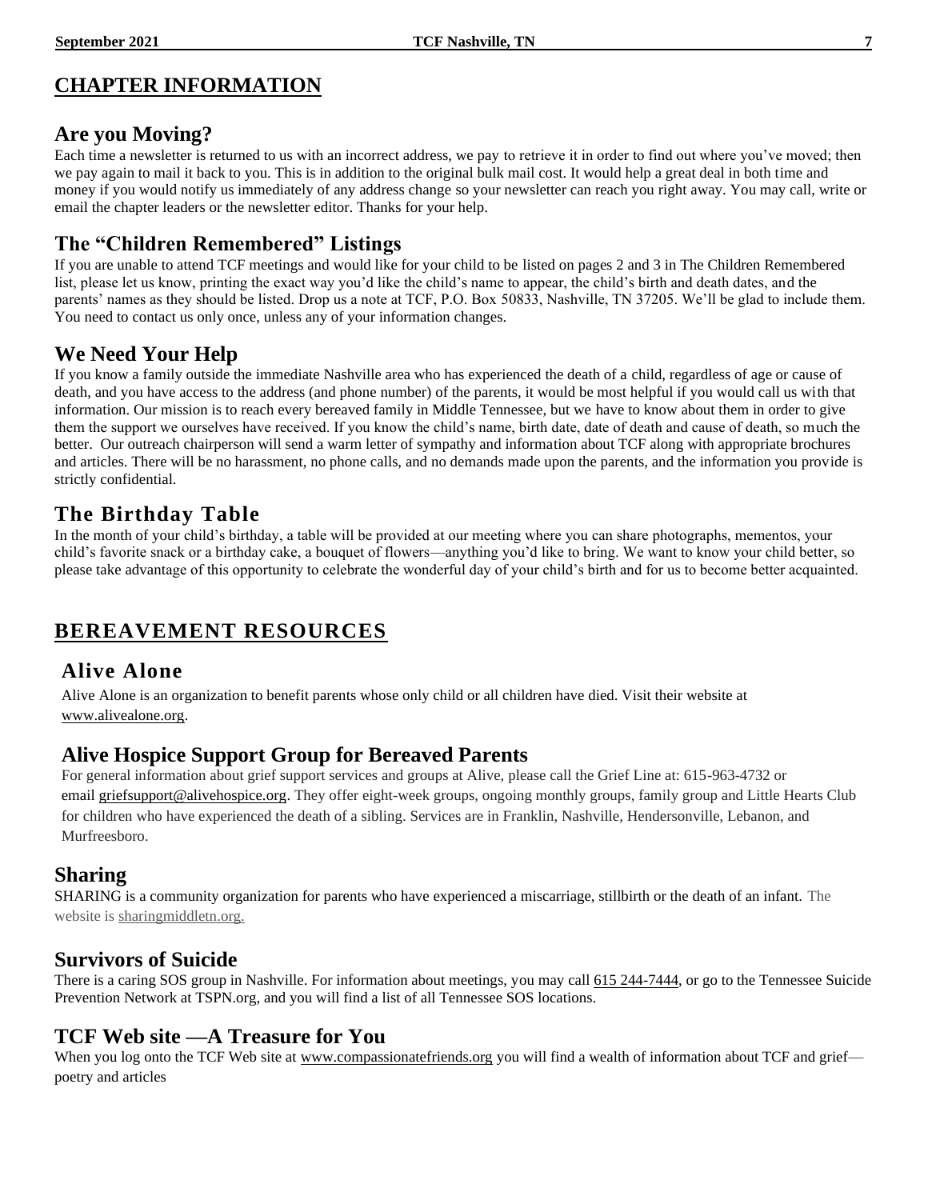## CHAPTER INFORMATION

### Are you Moving?

Each time a newsletter is returned to us with an incorrect address, we pay to retrieve it in order to find out where you've moved; then we pay again to mail it back to you. This is in addition to the original bulk mail cost. It would help a great deal in both time and money if you would notify us immediately of any address change so your newsletter can reach you right away. You may call, write or email the chapter leaders or the newsletter editor. Thanks for your help.

### The "Children Remembered" Listings

If you are unable to attend TCF meetings and would like for your child to be listed on pages 2 and 3 in The Children Remembered list, please let us know, printing the exact way you'd like the child's name to appear, the child's birth and death dates, and the parents' names as they should be listed. Drop us a note at TCF, P.O. Box 50833, Nashville, TN 37205. We'll be glad to include them. You need to contact us only once, unless any of your information changes.

### We Need Your Help

If you know a family outside the immediate Nashville area who has experienced the death of a child, regardless of age or cause of death, and you have access to the address (and phone number) of the parents, it would be most helpful if you would call us with that information. Our mission is to reach every bereaved family in Middle Tennessee, but we have to know about them in order to give them the support we ourselves have received. If you know the child's name, birth date, date of death and cause of death, so much the better. Our outreach chairperson will send a warm letter of sympathy and information about TCF along with appropriate brochures and articles. There will be no harassment, no phone calls, and no demands made upon the parents, and the information you provide is strictly confidential.

### The Birthday Table

In the month of your child's birthday, a table will be provided at our meeting where you can share photographs, mementos, your child's favorite snack or a birthday cake, a bouquet of flowers—anything you'd like to bring. We want to know your child better, so please take advantage of this opportunity to celebrate the wonderful day of your child's birth and for us to become better acquainted.

## BEREAVEMENT RESOURCES

### Alive Alone

Alive Alone is an organization to benefit parents whose only child or all children have died. Visit their website at www.alivealone.org.

### Alive Hospice Support Group for Bereaved Parents

For general information about grief support services and groups at Alive, please call the Grief Line at: 615-963-4732 or email griefsupport@alivehospice.org. They offer eight-week groups, ongoing monthly groups, family group and Little Hearts Club for children who have experienced the death of a sibling. Services are in Franklin, Nashville, Hendersonville, Lebanon, and Murfreesboro.

### Sharing

SHARING is a community organization for parents who have experienced a miscarriage, stillbirth or the death of an infant. The website is sharingmiddletn.org.

### Survivors of Suicide

There is a caring SOS group in Nashville. For information about meetings, you may call 615 244-7444, or go to the Tennessee Suicide Prevention Network at TSPN.org, and you will find a list of all Tennessee SOS locations.

### TCF Web site —A Treasure for You

When you log onto the TCF Web site at www.compassionatefriends.org you will find a wealth of information about TCF and grief—poetry and articles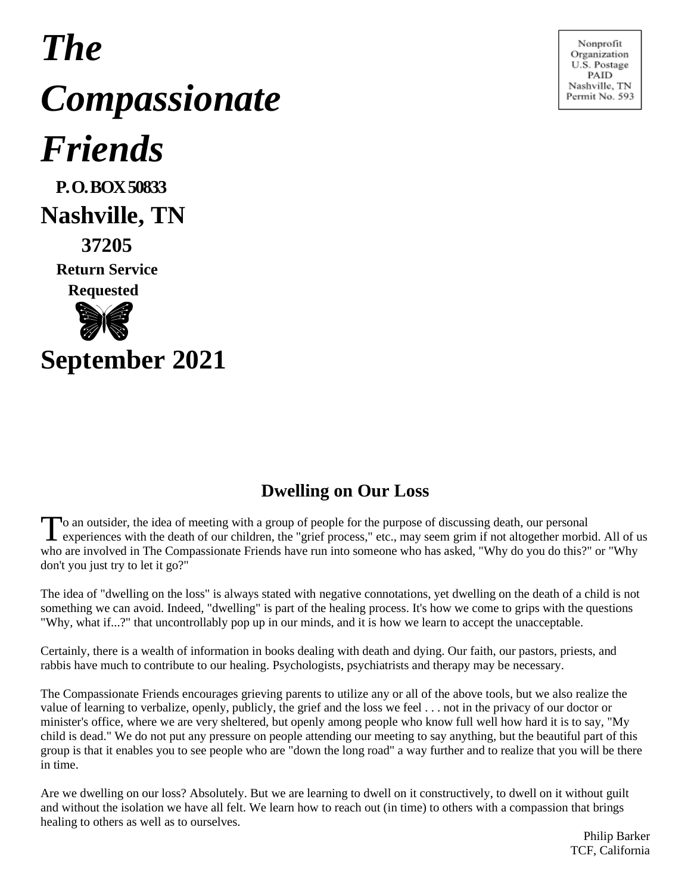# *The Compassionate Friends*

**P.O.BOX 50833**

**Nashville, TN**

**37205**

**Return Service Requested**

Nonprofit Organization U.S. Postage PAID Nashville, TN Permit No. 593

## September 2021

### Dwelling on Our Loss

To an outsider, the idea of meeting with a group of people for the purpose of discussing death, our personal experiences with the death of our children, the "grief process," etc., may seem grim if not altogether morbid. All of us who are involved in The Compassionate Friends have run into someone who has asked, "Why do you do this?" or "Why don't you just try to let it go?"

The idea of "dwelling on the loss" is always stated with negative connotations, yet dwelling on the death of a child is not something we can avoid. Indeed, "dwelling" is part of the healing process. It's how we come to grips with the questions "Why, what if...?" that uncontrollably pop up in our minds, and it is how we learn to accept the unacceptable.

Certainly, there is a wealth of information in books dealing with death and dying. Our faith, our pastors, priests, and rabbis have much to contribute to our healing. Psychologists, psychiatrists and therapy may be necessary.

The Compassionate Friends encourages grieving parents to utilize any or all of the above tools, but we also realize the value of learning to verbalize, openly, publicly, the grief and the loss we feel . . . not in the privacy of our doctor or minister's office, where we are very sheltered, but openly among people who know full well how hard it is to say, "My child is dead." We do not put any pressure on people attending our meeting to say anything, but the beautiful part of this group is that it enables you to see people who are "down the long road" a way further and to realize that you will be there in time.

Are we dwelling on our loss? Absolutely. But we are learning to dwell on it constructively, to dwell on it without guilt and without the isolation we have all felt. We learn how to reach out (in time) to others with a compassion that brings healing to others as well as to ourselves.

Philip Barker
TCF, California